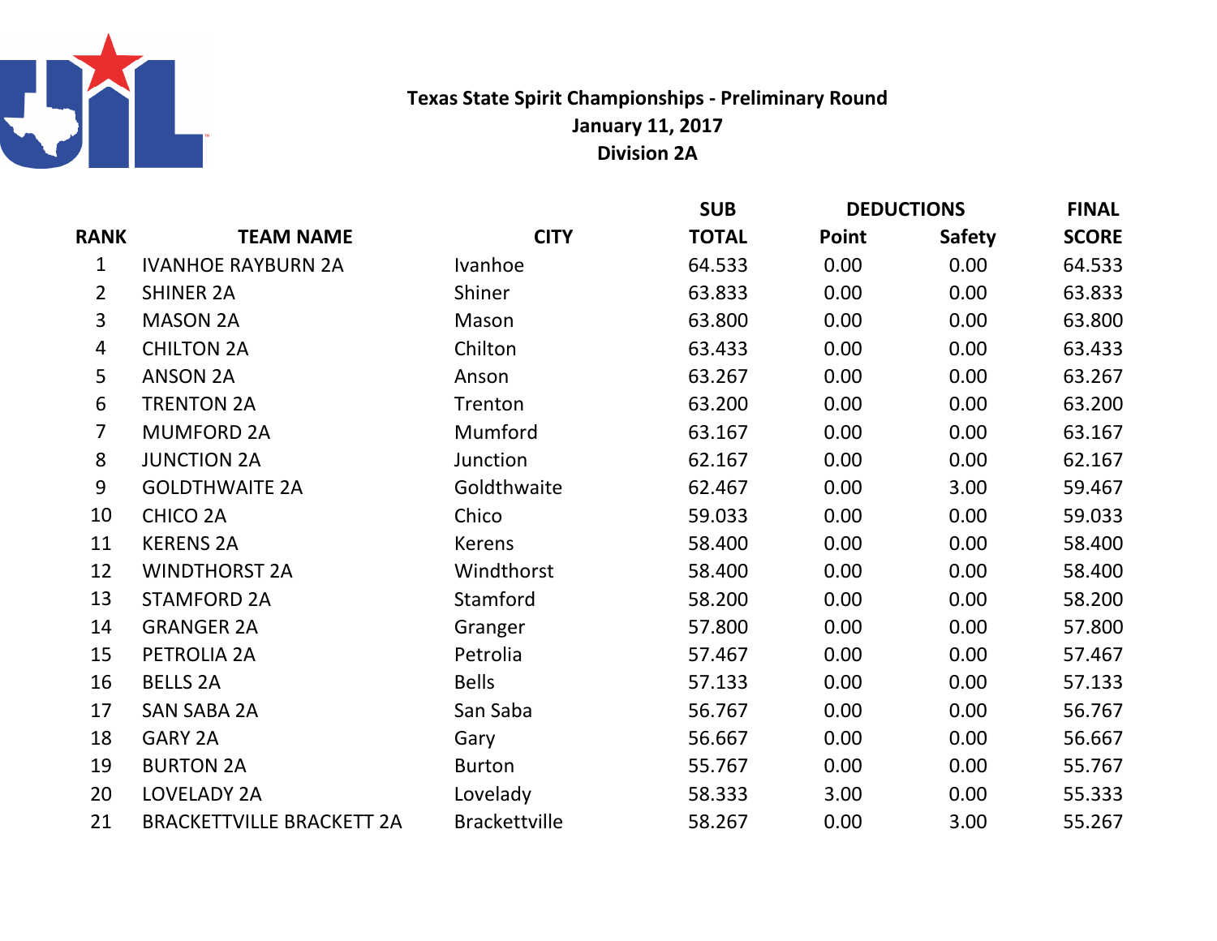# Texas State Spirit Championships - Preliminary Round
## January 11, 2017
## Division 2A

| RANK | TEAM NAME | CITY | SUB TOTAL | DEDUCTIONS Point | DEDUCTIONS Safety | FINAL SCORE |
|---|---|---|---|---|---|---|
| 1 | IVANHOE RAYBURN 2A | Ivanhoe | 64.533 | 0.00 | 0.00 | 64.533 |
| 2 | SHINER 2A | Shiner | 63.833 | 0.00 | 0.00 | 63.833 |
| 3 | MASON 2A | Mason | 63.800 | 0.00 | 0.00 | 63.800 |
| 4 | CHILTON 2A | Chilton | 63.433 | 0.00 | 0.00 | 63.433 |
| 5 | ANSON 2A | Anson | 63.267 | 0.00 | 0.00 | 63.267 |
| 6 | TRENTON 2A | Trenton | 63.200 | 0.00 | 0.00 | 63.200 |
| 7 | MUMFORD 2A | Mumford | 63.167 | 0.00 | 0.00 | 63.167 |
| 8 | JUNCTION 2A | Junction | 62.167 | 0.00 | 0.00 | 62.167 |
| 9 | GOLDTHWAITE 2A | Goldthwaite | 62.467 | 0.00 | 3.00 | 59.467 |
| 10 | CHICO 2A | Chico | 59.033 | 0.00 | 0.00 | 59.033 |
| 11 | KERENS 2A | Kerens | 58.400 | 0.00 | 0.00 | 58.400 |
| 12 | WINDTHORST 2A | Windthorst | 58.400 | 0.00 | 0.00 | 58.400 |
| 13 | STAMFORD 2A | Stamford | 58.200 | 0.00 | 0.00 | 58.200 |
| 14 | GRANGER 2A | Granger | 57.800 | 0.00 | 0.00 | 57.800 |
| 15 | PETROLIA 2A | Petrolia | 57.467 | 0.00 | 0.00 | 57.467 |
| 16 | BELLS 2A | Bells | 57.133 | 0.00 | 0.00 | 57.133 |
| 17 | SAN SABA 2A | San Saba | 56.767 | 0.00 | 0.00 | 56.767 |
| 18 | GARY 2A | Gary | 56.667 | 0.00 | 0.00 | 56.667 |
| 19 | BURTON 2A | Burton | 55.767 | 0.00 | 0.00 | 55.767 |
| 20 | LOVELADY 2A | Lovelady | 58.333 | 3.00 | 0.00 | 55.333 |
| 21 | BRACKETTVILLE BRACKETT 2A | Brackettville | 58.267 | 0.00 | 3.00 | 55.267 |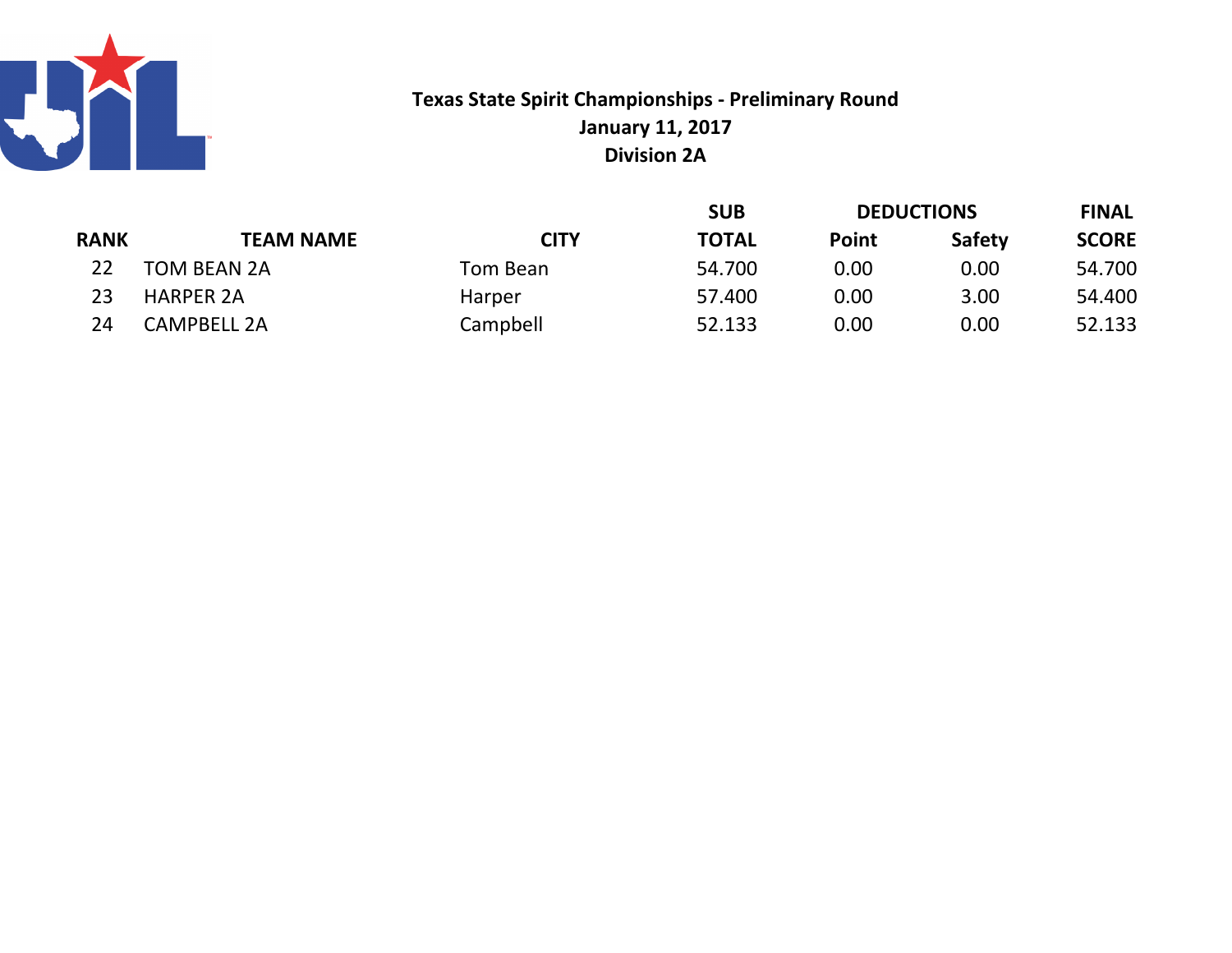**Texas State Spirit Championships - Preliminary Round**
**January 11, 2017**
**Division 2A**

| RANK | TEAM NAME | CITY | SUB TOTAL | DEDUCTIONS Point | DEDUCTIONS Safety | FINAL SCORE |
|---|---|---|---|---|---|---|
| 22 | TOM BEAN 2A | Tom Bean | 54.700 | 0.00 | 0.00 | 54.700 |
| 23 | HARPER 2A | Harper | 57.400 | 0.00 | 3.00 | 54.400 |
| 24 | CAMPBELL 2A | Campbell | 52.133 | 0.00 | 0.00 | 52.133 |